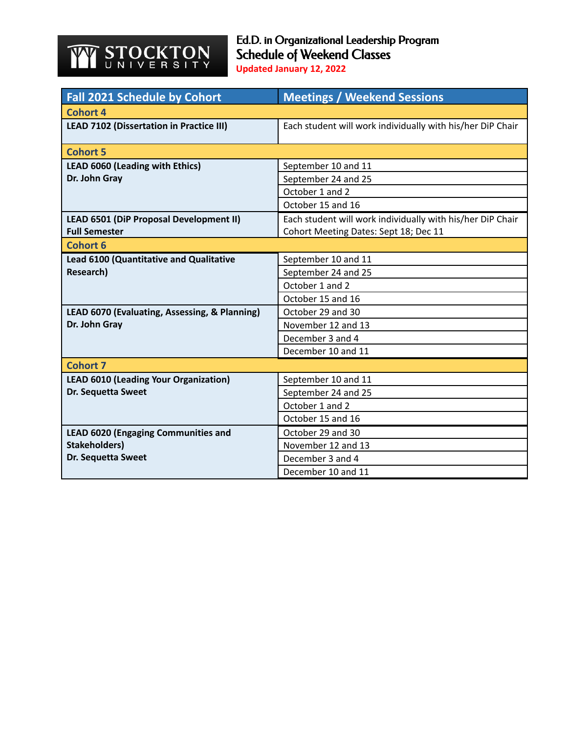STOCKTON UNIVERSITY

# Ed.D. in Organizational Leadership Program
## Schedule of Weekend Classes

**Updated January 12, 2022**

| Fall 2021 Schedule by Cohort | Meetings / Weekend Sessions |
|---|---|
| **Cohort 4** | |
| **LEAD 7102 (Dissertation in Practice III)** | Each student will work individually with his/her DiP Chair |
| **Cohort 5** | |
| **LEAD 6060 (Leading with Ethics)**<br>**Dr. John Gray** | September 10 and 11 |
| | September 24 and 25 |
| | October 1 and 2 |
| | October 15 and 16 |
| **LEAD 6501 (DiP Proposal Development II)**<br>**Full Semester** | Each student will work individually with his/her DiP Chair<br>Cohort Meeting Dates: Sept 18; Dec 11 |
| **Cohort 6** | |
| **Lead 6100 (Quantitative and Qualitative Research)** | September 10 and 11 |
| | September 24 and 25 |
| | October 1 and 2 |
| | October 15 and 16 |
| **LEAD 6070 (Evaluating, Assessing, & Planning)**<br>**Dr. John Gray** | October 29 and 30 |
| | November 12 and 13 |
| | December 3 and 4 |
| | December 10 and 11 |
| **Cohort 7** | |
| **LEAD 6010 (Leading Your Organization)**<br>**Dr. Sequetta Sweet** | September 10 and 11 |
| | September 24 and 25 |
| | October 1 and 2 |
| | October 15 and 16 |
| **LEAD 6020 (Engaging Communities and Stakeholders)**<br>**Dr. Sequetta Sweet** | October 29 and 30 |
| | November 12 and 13 |
| | December 3 and 4 |
| | December 10 and 11 |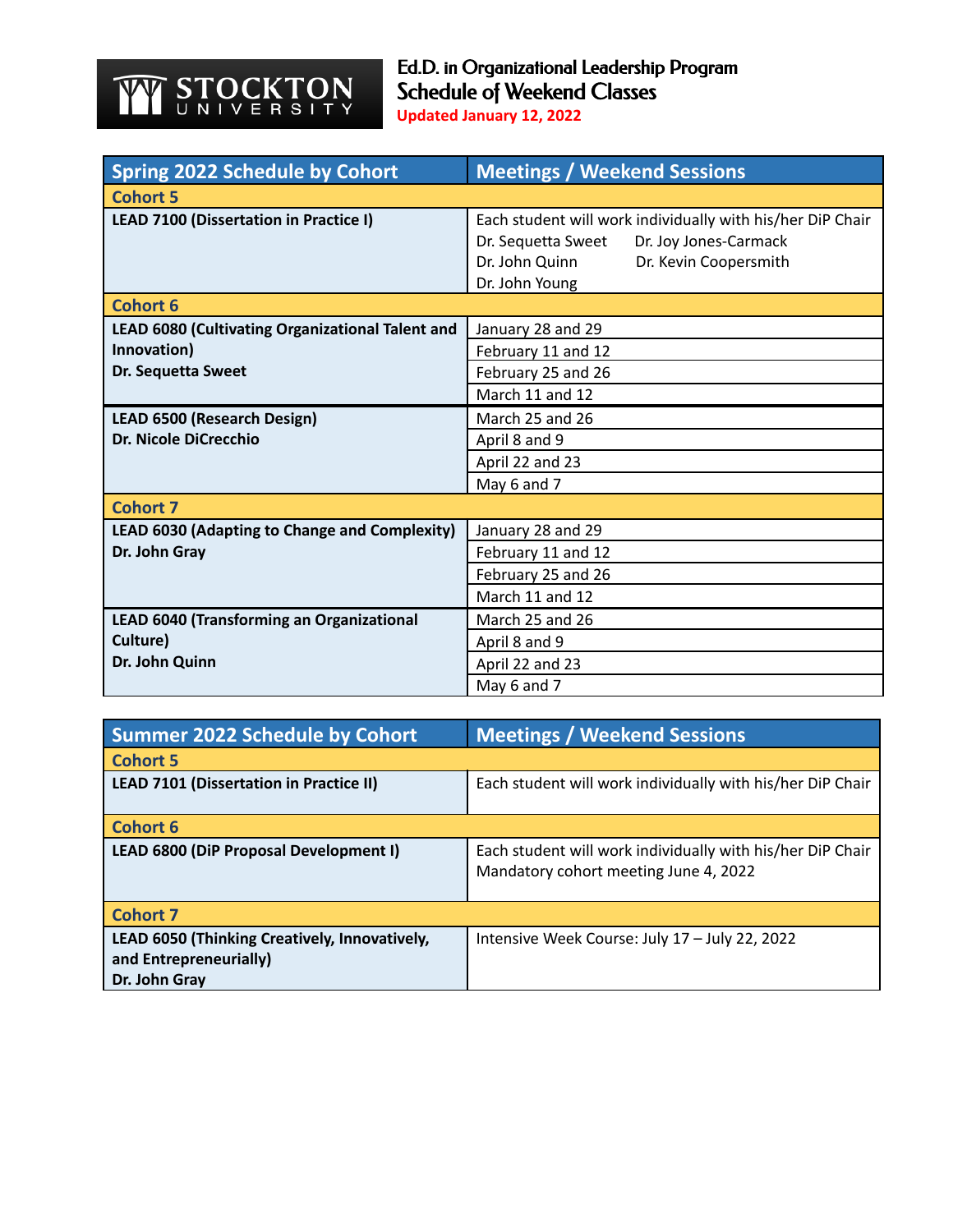STOCKTON UNIVERSITY

# Ed.D. in Organizational Leadership Program
## Schedule of Weekend Classes
**Updated January 12, 2022**

| Spring 2022 Schedule by Cohort | Meetings / Weekend Sessions |
|---|---|
| **Cohort 5** | |
| **LEAD 7100 (Dissertation in Practice I)** | Each student will work individually with his/her DiP Chair<br>Dr. Sequetta Sweet Dr. Joy Jones-Carmack<br>Dr. John Quinn Dr. Kevin Coopersmith<br>Dr. John Young |
| **Cohort 6** | |
| **LEAD 6080 (Cultivating Organizational Talent and Innovation)**<br>**Dr. Sequetta Sweet** | January 28 and 29 |
| | February 11 and 12 |
| | February 25 and 26 |
| | March 11 and 12 |
| **LEAD 6500 (Research Design)**<br>**Dr. Nicole DiCrecchio** | March 25 and 26 |
| | April 8 and 9 |
| | April 22 and 23 |
| | May 6 and 7 |
| **Cohort 7** | |
| **LEAD 6030 (Adapting to Change and Complexity)**<br>**Dr. John Gray** | January 28 and 29 |
| | February 11 and 12 |
| | February 25 and 26 |
| | March 11 and 12 |
| **LEAD 6040 (Transforming an Organizational Culture)**<br>**Dr. John Quinn** | March 25 and 26 |
| | April 8 and 9 |
| | April 22 and 23 |
| | May 6 and 7 |

| Summer 2022 Schedule by Cohort | Meetings / Weekend Sessions |
|---|---|
| **Cohort 5** | |
| **LEAD 7101 (Dissertation in Practice II)** | Each student will work individually with his/her DiP Chair |
| **Cohort 6** | |
| **LEAD 6800 (DiP Proposal Development I)** | Each student will work individually with his/her DiP Chair<br>Mandatory cohort meeting June 4, 2022 |
| **Cohort 7** | |
| **LEAD 6050 (Thinking Creatively, Innovatively, and Entrepreneurially)**<br>**Dr. John Gray** | Intensive Week Course: July 17 – July 22, 2022 |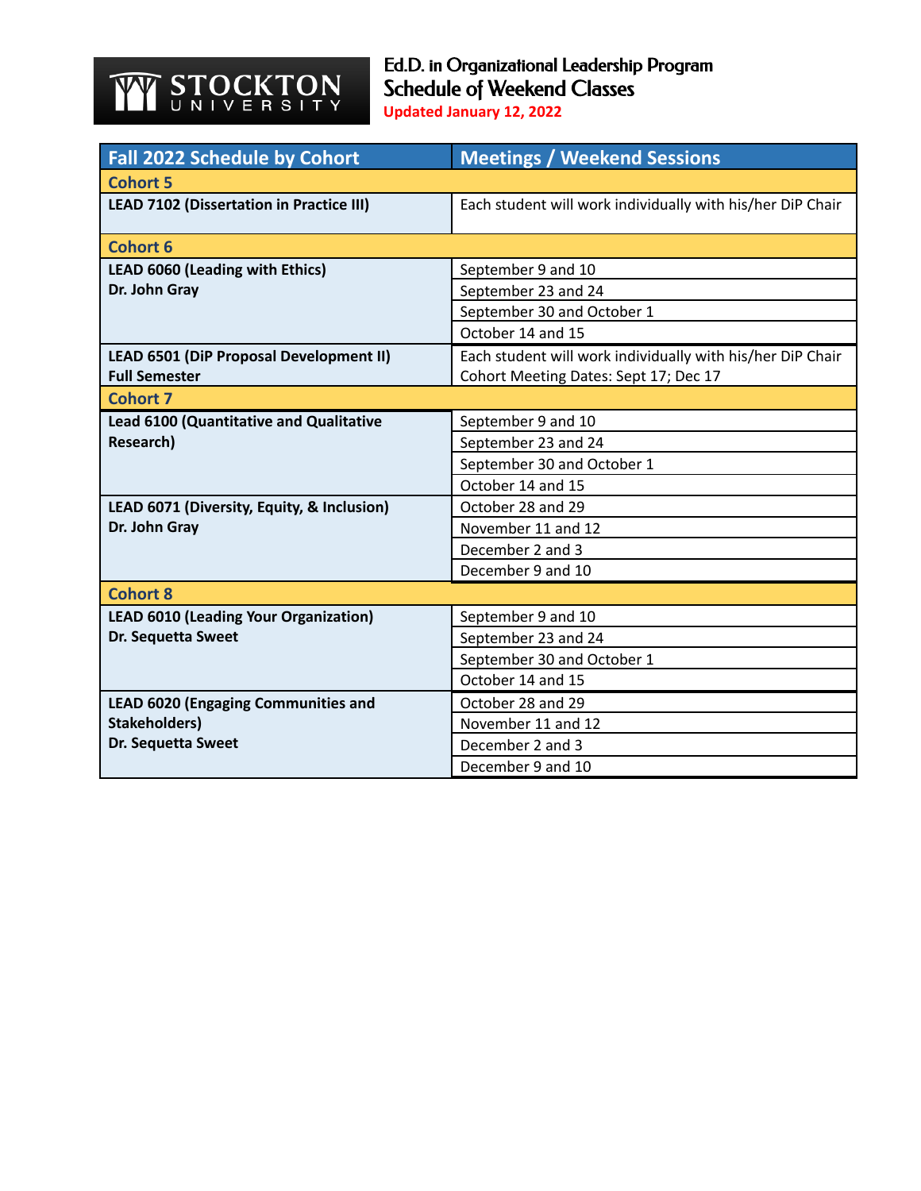STOCKTON UNIVERSITY

# Ed.D. in Organizational Leadership Program
## Schedule of Weekend Classes

**Updated January 12, 2022**

| Fall 2022 Schedule by Cohort | Meetings / Weekend Sessions |
|---|---|
| **Cohort 5** | |
| **LEAD 7102 (Dissertation in Practice III)** | Each student will work individually with his/her DiP Chair |
| **Cohort 6** | |
| **LEAD 6060 (Leading with Ethics)** **Dr. John Gray** | September 9 and 10 |
| | September 23 and 24 |
| | September 30 and October 1 |
| | October 14 and 15 |
| **LEAD 6501 (DiP Proposal Development II)** **Full Semester** | Each student will work individually with his/her DiP Chair Cohort Meeting Dates: Sept 17; Dec 17 |
| **Cohort 7** | |
| **Lead 6100 (Quantitative and Qualitative Research)** | September 9 and 10 |
| | September 23 and 24 |
| | September 30 and October 1 |
| | October 14 and 15 |
| **LEAD 6071 (Diversity, Equity, & Inclusion)** **Dr. John Gray** | October 28 and 29 |
| | November 11 and 12 |
| | December 2 and 3 |
| | December 9 and 10 |
| **Cohort 8** | |
| **LEAD 6010 (Leading Your Organization)** **Dr. Sequetta Sweet** | September 9 and 10 |
| | September 23 and 24 |
| | September 30 and October 1 |
| | October 14 and 15 |
| **LEAD 6020 (Engaging Communities and Stakeholders)** **Dr. Sequetta Sweet** | October 28 and 29 |
| | November 11 and 12 |
| | December 2 and 3 |
| | December 9 and 10 |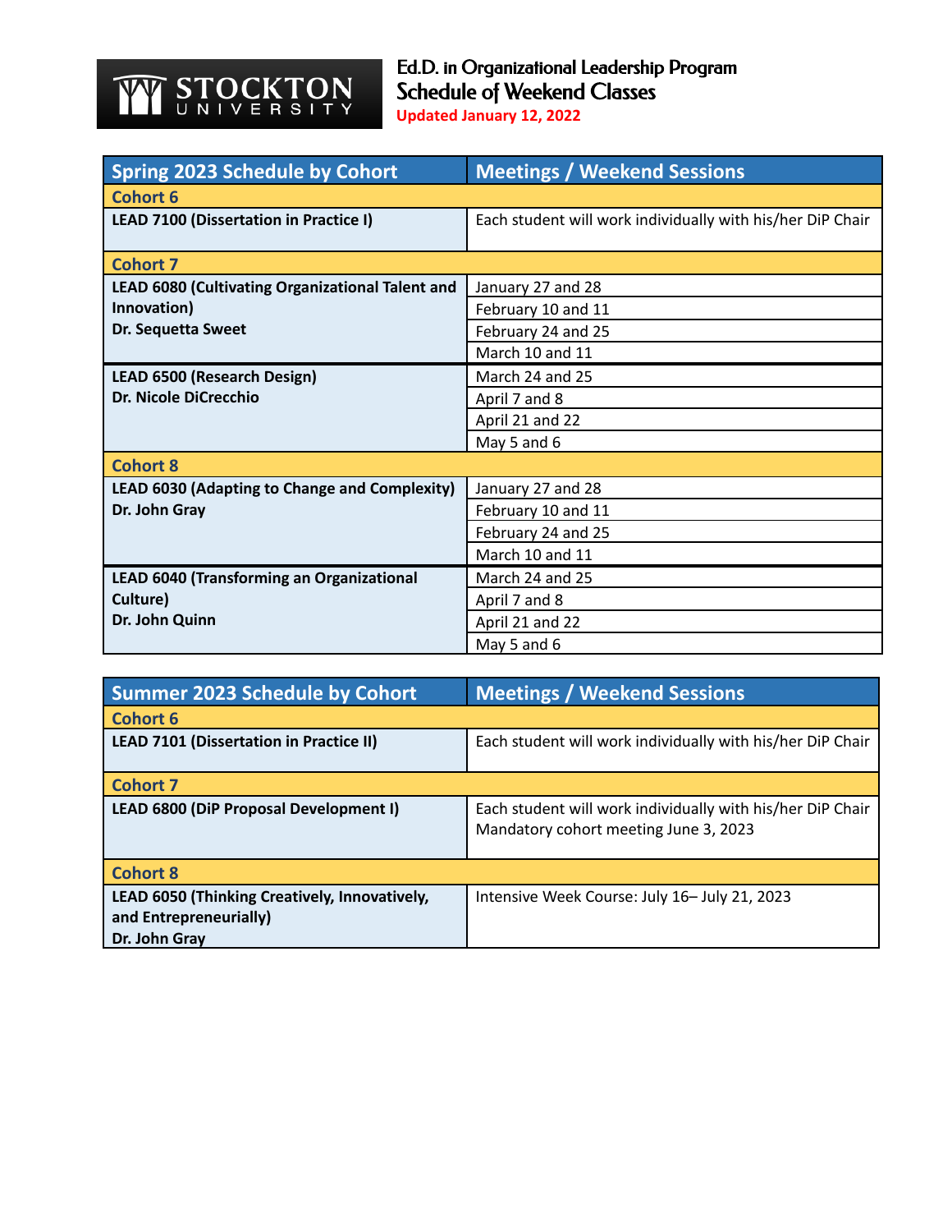STOCKTON UNIVERSITY

# Ed.D. in Organizational Leadership Program
## Schedule of Weekend Classes
**Updated January 12, 2022**

| Spring 2023 Schedule by Cohort | Meetings / Weekend Sessions |
|---|---|
| **Cohort 6** | |
| **LEAD 7100 (Dissertation in Practice I)** | Each student will work individually with his/her DiP Chair |
| **Cohort 7** | |
| **LEAD 6080 (Cultivating Organizational Talent and Innovation)** **Dr. Sequetta Sweet** | January 27 and 28 |
| | February 10 and 11 |
| | February 24 and 25 |
| | March 10 and 11 |
| **LEAD 6500 (Research Design)** **Dr. Nicole DiCrecchio** | March 24 and 25 |
| | April 7 and 8 |
| | April 21 and 22 |
| | May 5 and 6 |
| **Cohort 8** | |
| **LEAD 6030 (Adapting to Change and Complexity)** **Dr. John Gray** | January 27 and 28 |
| | February 10 and 11 |
| | February 24 and 25 |
| | March 10 and 11 |
| **LEAD 6040 (Transforming an Organizational Culture)** **Dr. John Quinn** | March 24 and 25 |
| | April 7 and 8 |
| | April 21 and 22 |
| | May 5 and 6 |

| Summer 2023 Schedule by Cohort | Meetings / Weekend Sessions |
|---|---|
| **Cohort 6** | |
| **LEAD 7101 (Dissertation in Practice II)** | Each student will work individually with his/her DiP Chair |
| **Cohort 7** | |
| **LEAD 6800 (DiP Proposal Development I)** | Each student will work individually with his/her DiP Chair Mandatory cohort meeting June 3, 2023 |
| **Cohort 8** | |
| **LEAD 6050 (Thinking Creatively, Innovatively, and Entrepreneurially)** **Dr. John Gray** | Intensive Week Course: July 16– July 21, 2023 |